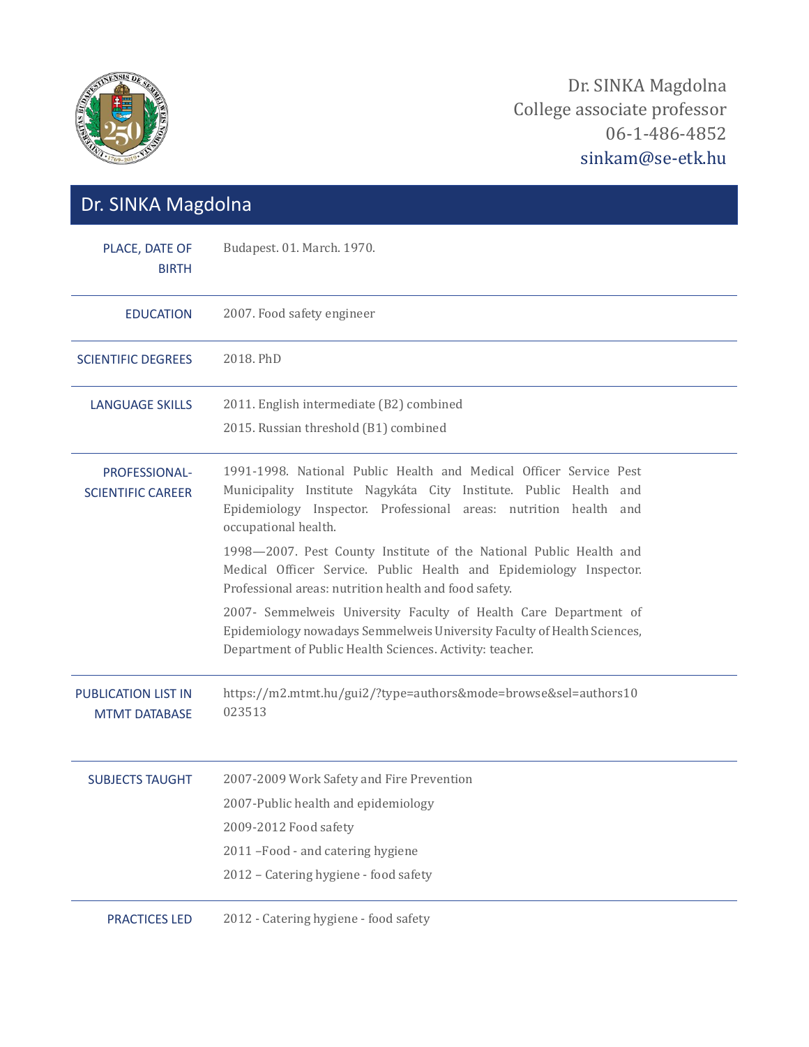Dr. SINKA Magdolna
College associate professor
06-1-486-4852
sinkam@se-etk.hu

## Dr. SINKA Magdolna

| | |
|---|---|
| PLACE, DATE OF BIRTH | Budapest. 01. March. 1970. |
| EDUCATION | 2007. Food safety engineer |
| SCIENTIFIC DEGREES | 2018. PhD |
| LANGUAGE SKILLS | 2011. English intermediate (B2) combined<br>2015. Russian threshold (B1) combined |
| PROFESSIONAL-SCIENTIFIC CAREER | 1991-1998. National Public Health and Medical Officer Service Pest Municipality Institute Nagykáta City Institute. Public Health and Epidemiology Inspector. Professional areas: nutrition health and occupational health.<br>1998—2007. Pest County Institute of the National Public Health and Medical Officer Service. Public Health and Epidemiology Inspector. Professional areas: nutrition health and food safety.<br>2007- Semmelweis University Faculty of Health Care Department of Epidemiology nowadays Semmelweis University Faculty of Health Sciences, Department of Public Health Sciences. Activity: teacher. |
| PUBLICATION LIST IN MTMT DATABASE | https://m2.mtmt.hu/gui2/?type=authors&mode=browse&sel=authors10023513 |
| SUBJECTS TAUGHT | 2007-2009 Work Safety and Fire Prevention<br>2007-Public health and epidemiology<br>2009-2012 Food safety<br>2011 –Food - and catering hygiene<br>2012 – Catering hygiene - food safety |
| PRACTICES LED | 2012 - Catering hygiene - food safety |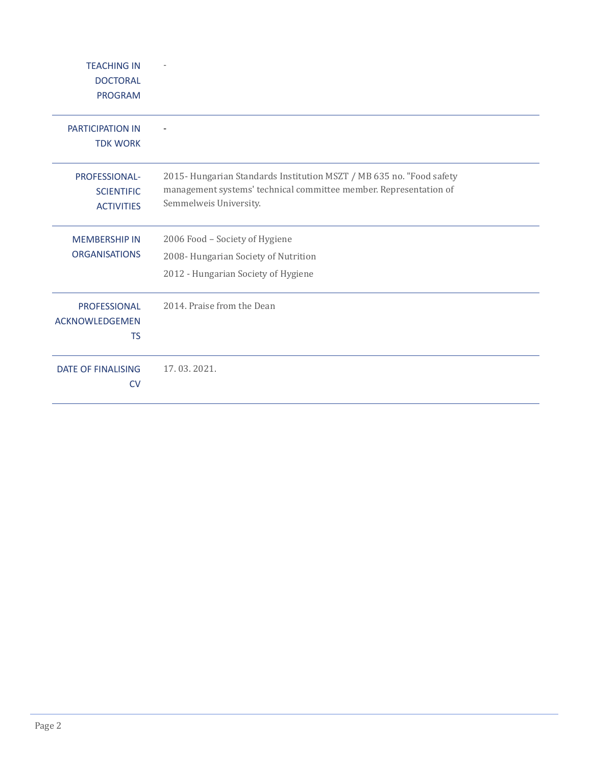| | |
|---|---|
| TEACHING IN DOCTORAL PROGRAM | - |
| PARTICIPATION IN TDK WORK | - |
| PROFESSIONAL-SCIENTIFIC ACTIVITIES | 2015- Hungarian Standards Institution MSZT / MB 635 no. "Food safety management systems' technical committee member. Representation of Semmelweis University. |
| MEMBERSHIP IN ORGANISATIONS | 2006 Food – Society of Hygiene<br>2008- Hungarian Society of Nutrition<br>2012 - Hungarian Society of Hygiene |
| PROFESSIONAL ACKNOWLEDGEMENTS | 2014. Praise from the Dean |
| DATE OF FINALISING CV | 17. 03. 2021. |